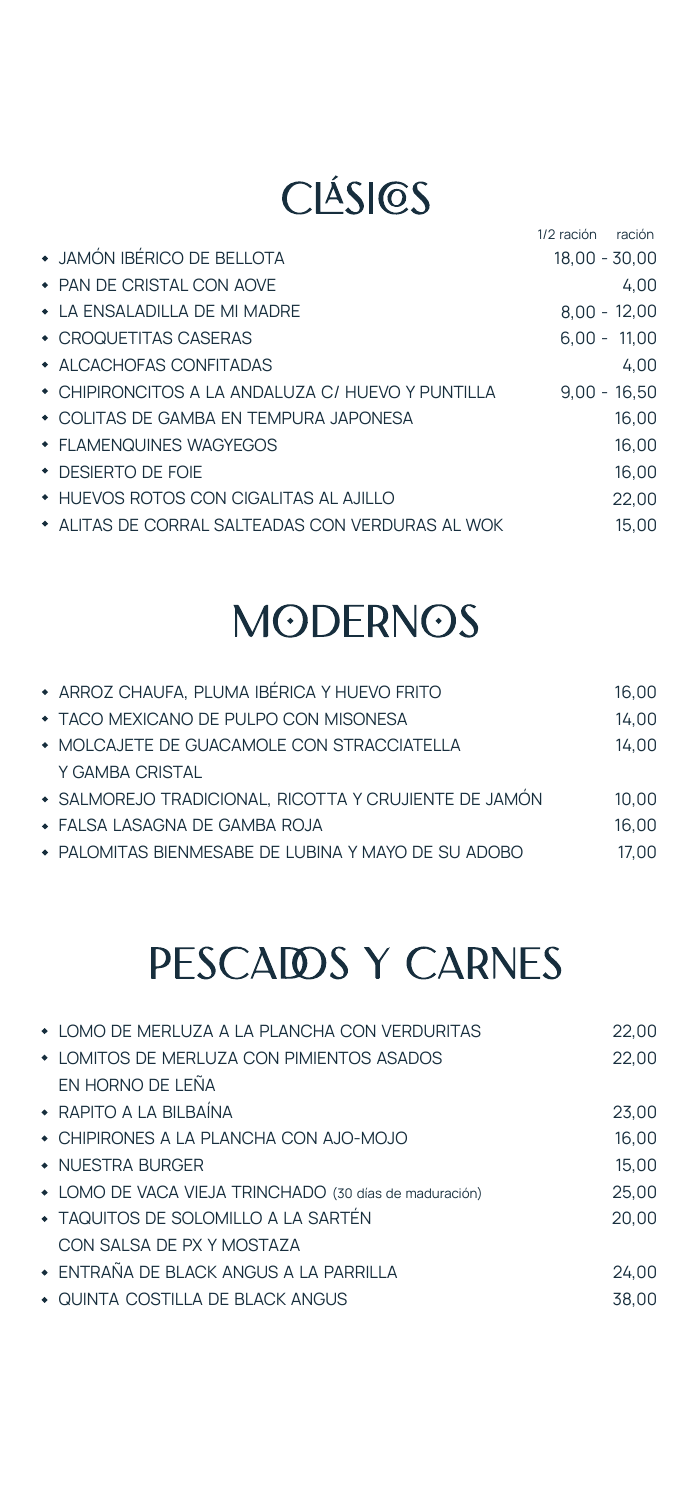# CLÁSICOS

| | 1/2 ración | ración |
|---|---|---|
| JAMÓN IBÉRICO DE BELLOTA | 18,00 | 30,00 |
| PAN DE CRISTAL CON AOVE | | 4,00 |
| LA ENSALADILLA DE MI MADRE | 8,00 | 12,00 |
| CROQUETITAS CASERAS | 6,00 | 11,00 |
| ALCACHOFAS CONFITADAS | | 4,00 |
| CHIPIRONCITOS A LA ANDALUZA C/ HUEVO Y PUNTILLA | 9,00 | 16,50 |
| COLITAS DE GAMBA EN TEMPURA JAPONESA | | 16,00 |
| FLAMENQUINES WAGYEGOS | | 16,00 |
| DESIERTO DE FOIE | | 16,00 |
| HUEVOS ROTOS CON CIGALITAS AL AJILLO | | 22,00 |
| ALITAS DE CORRAL SALTEADAS CON VERDURAS AL WOK | | 15,00 |

# MODERNOS

- ARROZ CHAUFA, PLUMA IBÉRICA Y HUEVO FRITO — 16,00
- TACO MEXICANO DE PULPO CON MISONESA — 14,00
- MOLCAJETE DE GUACAMOLE CON STRACCIATELLA Y GAMBA CRISTAL — 14,00
- SALMOREJO TRADICIONAL, RICOTTA Y CRUJIENTE DE JAMÓN — 10,00
- FALSA LASAGNA DE GAMBA ROJA — 16,00
- PALOMITAS BIENMESABE DE LUBINA Y MAYO DE SU ADOBO — 17,00

# PESCADOS Y CARNES

- LOMO DE MERLUZA A LA PLANCHA CON VERDURITAS — 22,00
- LOMITOS DE MERLUZA CON PIMIENTOS ASADOS EN HORNO DE LEÑA — 22,00
- RAPITO A LA BILBAÍNA — 23,00
- CHIPIRONES A LA PLANCHA CON AJO-MOJO — 16,00
- NUESTRA BURGER — 15,00
- LOMO DE VACA VIEJA TRINCHADO (30 días de maduración) — 25,00
- TAQUITOS DE SOLOMILLO A LA SARTÉN CON SALSA DE PX Y MOSTAZA — 20,00
- ENTRAÑA DE BLACK ANGUS A LA PARRILLA — 24,00
- QUINTA COSTILLA DE BLACK ANGUS — 38,00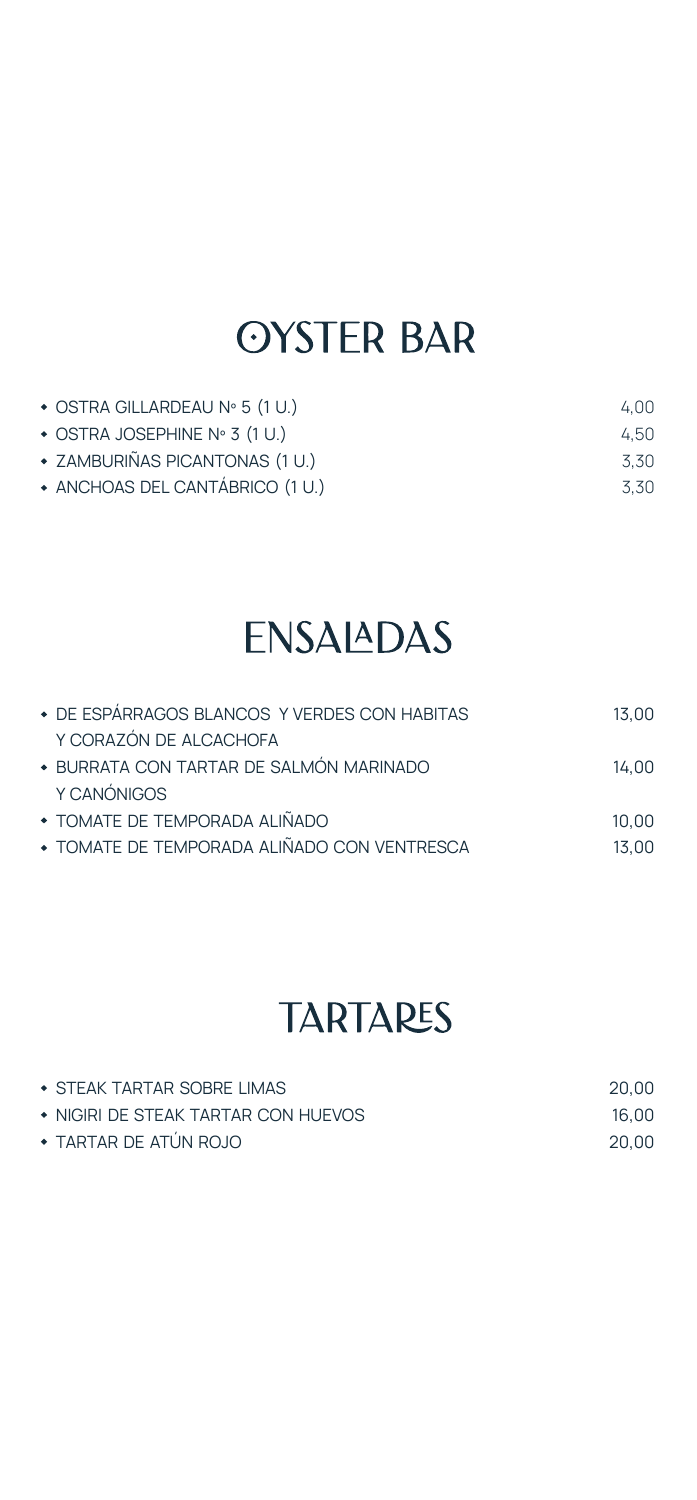# OYSTER BAR

| | |
|---|---|
| • OSTRA GILLARDEAU Nº 5 (1 U.) | 4,00 |
| • OSTRA JOSEPHINE Nº 3 (1 U.) | 4,50 |
| • ZAMBURIÑAS PICANTONAS (1 U.) | 3,30 |
| • ANCHOAS DEL CANTÁBRICO (1 U.) | 3,30 |

# ENSALADAS

| | |
|---|---|
| • DE ESPÁRRAGOS BLANCOS Y VERDES CON HABITAS Y CORAZÓN DE ALCACHOFA | 13,00 |
| • BURRATA CON TARTAR DE SALMÓN MARINADO Y CANÓNIGOS | 14,00 |
| • TOMATE DE TEMPORADA ALIÑADO | 10,00 |
| • TOMATE DE TEMPORADA ALIÑADO CON VENTRESCA | 13,00 |

# TARTARES

| | |
|---|---|
| • STEAK TARTAR SOBRE LIMAS | 20,00 |
| • NIGIRI DE STEAK TARTAR CON HUEVOS | 16,00 |
| • TARTAR DE ATÚN ROJO | 20,00 |